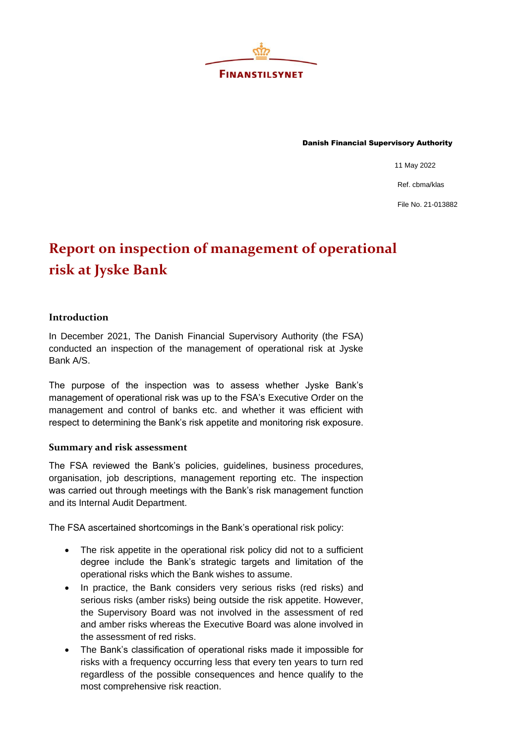FINANSTILSYNET

Danish Financial Supervisory Authority

11 May 2022

Ref. cbma/klas

File No. 21-013882

# Report on inspection of management of operational risk at Jyske Bank

## Introduction

In December 2021, The Danish Financial Supervisory Authority (the FSA) conducted an inspection of the management of operational risk at Jyske Bank A/S.

The purpose of the inspection was to assess whether Jyske Bank's management of operational risk was up to the FSA's Executive Order on the management and control of banks etc. and whether it was efficient with respect to determining the Bank's risk appetite and monitoring risk exposure.

### Summary and risk assessment

The FSA reviewed the Bank's policies, guidelines, business procedures, organisation, job descriptions, management reporting etc. The inspection was carried out through meetings with the Bank's risk management function and its Internal Audit Department.

The FSA ascertained shortcomings in the Bank's operational risk policy:

- The risk appetite in the operational risk policy did not to a sufficient degree include the Bank's strategic targets and limitation of the operational risks which the Bank wishes to assume.
- In practice, the Bank considers very serious risks (red risks) and serious risks (amber risks) being outside the risk appetite. However, the Supervisory Board was not involved in the assessment of red and amber risks whereas the Executive Board was alone involved in the assessment of red risks.
- The Bank's classification of operational risks made it impossible for risks with a frequency occurring less that every ten years to turn red regardless of the possible consequences and hence qualify to the most comprehensive risk reaction.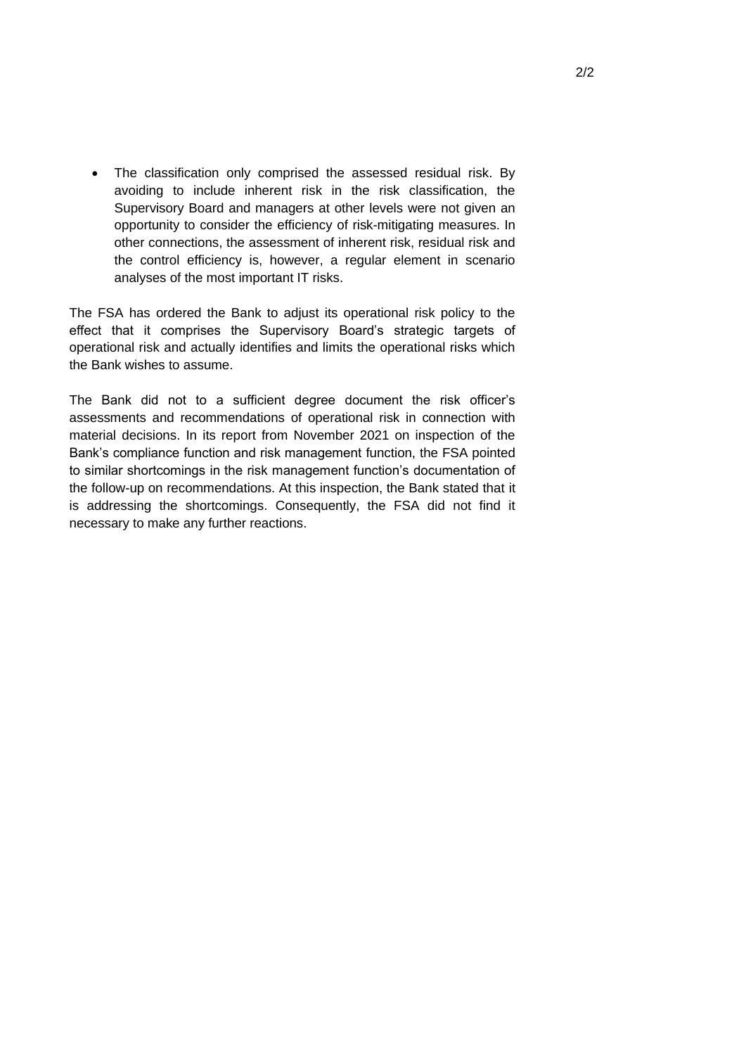- The classification only comprised the assessed residual risk. By avoiding to include inherent risk in the risk classification, the Supervisory Board and managers at other levels were not given an opportunity to consider the efficiency of risk-mitigating measures. In other connections, the assessment of inherent risk, residual risk and the control efficiency is, however, a regular element in scenario analyses of the most important IT risks.

The FSA has ordered the Bank to adjust its operational risk policy to the effect that it comprises the Supervisory Board's strategic targets of operational risk and actually identifies and limits the operational risks which the Bank wishes to assume.

The Bank did not to a sufficient degree document the risk officer's assessments and recommendations of operational risk in connection with material decisions. In its report from November 2021 on inspection of the Bank's compliance function and risk management function, the FSA pointed to similar shortcomings in the risk management function's documentation of the follow-up on recommendations. At this inspection, the Bank stated that it is addressing the shortcomings. Consequently, the FSA did not find it necessary to make any further reactions.